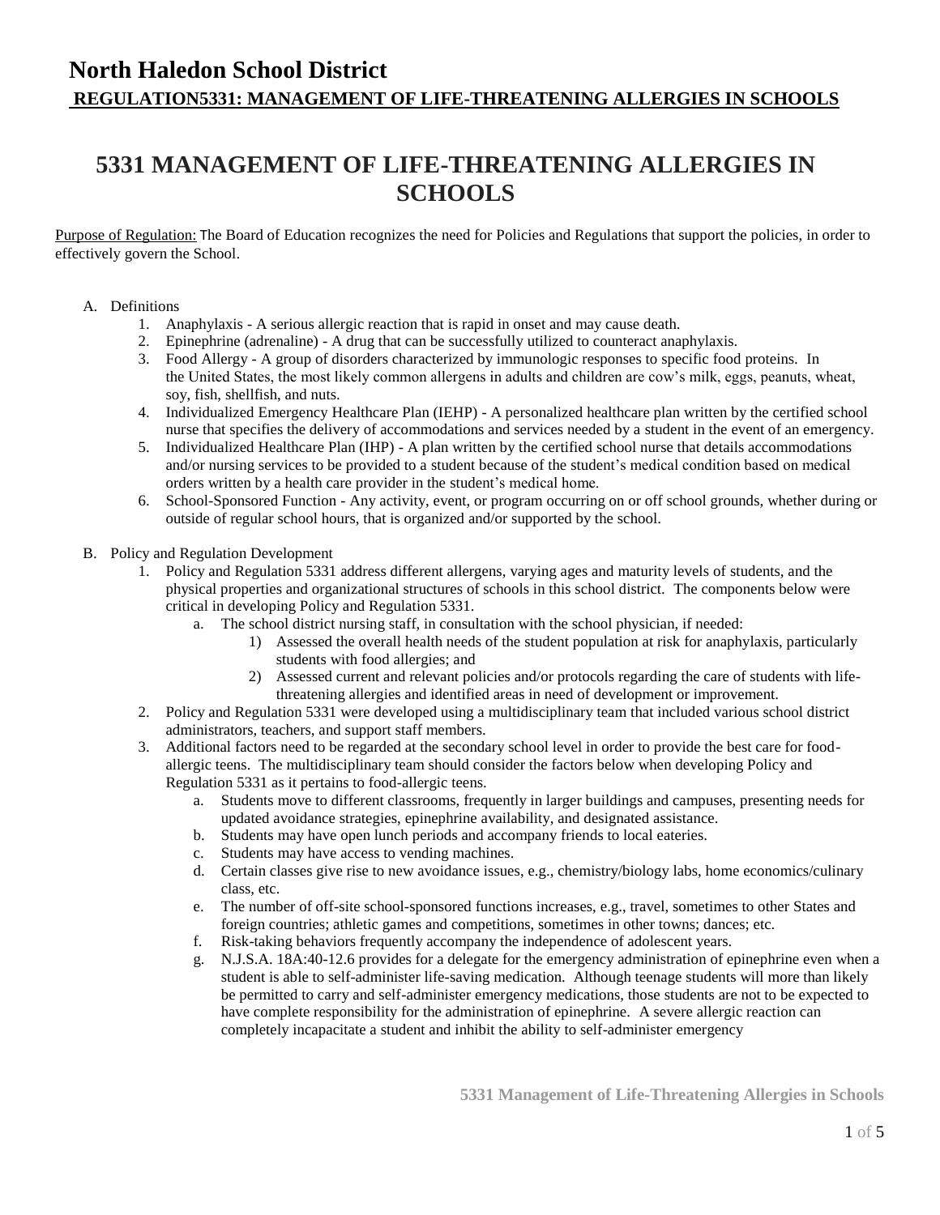# North Haledon School District

**REGULATION5331: MANAGEMENT OF LIFE-THREATENING ALLERGIES IN SCHOOLS**

## 5331 MANAGEMENT OF LIFE-THREATENING ALLERGIES IN SCHOOLS

Purpose of Regulation: The Board of Education recognizes the need for Policies and Regulations that support the policies, in order to effectively govern the School.

A. Definitions
   1. Anaphylaxis - A serious allergic reaction that is rapid in onset and may cause death.
   2. Epinephrine (adrenaline) - A drug that can be successfully utilized to counteract anaphylaxis.
   3. Food Allergy - A group of disorders characterized by immunologic responses to specific food proteins. In the United States, the most likely common allergens in adults and children are cow's milk, eggs, peanuts, wheat, soy, fish, shellfish, and nuts.
   4. Individualized Emergency Healthcare Plan (IEHP) - A personalized healthcare plan written by the certified school nurse that specifies the delivery of accommodations and services needed by a student in the event of an emergency.
   5. Individualized Healthcare Plan (IHP) - A plan written by the certified school nurse that details accommodations and/or nursing services to be provided to a student because of the student's medical condition based on medical orders written by a health care provider in the student's medical home.
   6. School-Sponsored Function - Any activity, event, or program occurring on or off school grounds, whether during or outside of regular school hours, that is organized and/or supported by the school.

B. Policy and Regulation Development
   1. Policy and Regulation 5331 address different allergens, varying ages and maturity levels of students, and the physical properties and organizational structures of schools in this school district. The components below were critical in developing Policy and Regulation 5331.
      a. The school district nursing staff, in consultation with the school physician, if needed:
         1) Assessed the overall health needs of the student population at risk for anaphylaxis, particularly students with food allergies; and
         2) Assessed current and relevant policies and/or protocols regarding the care of students with life-threatening allergies and identified areas in need of development or improvement.
   2. Policy and Regulation 5331 were developed using a multidisciplinary team that included various school district administrators, teachers, and support staff members.
   3. Additional factors need to be regarded at the secondary school level in order to provide the best care for food-allergic teens. The multidisciplinary team should consider the factors below when developing Policy and Regulation 5331 as it pertains to food-allergic teens.
      a. Students move to different classrooms, frequently in larger buildings and campuses, presenting needs for updated avoidance strategies, epinephrine availability, and designated assistance.
      b. Students may have open lunch periods and accompany friends to local eateries.
      c. Students may have access to vending machines.
      d. Certain classes give rise to new avoidance issues, e.g., chemistry/biology labs, home economics/culinary class, etc.
      e. The number of off-site school-sponsored functions increases, e.g., travel, sometimes to other States and foreign countries; athletic games and competitions, sometimes in other towns; dances; etc.
      f. Risk-taking behaviors frequently accompany the independence of adolescent years.
      g. N.J.S.A. 18A:40-12.6 provides for a delegate for the emergency administration of epinephrine even when a student is able to self-administer life-saving medication. Although teenage students will more than likely be permitted to carry and self-administer emergency medications, those students are not to be expected to have complete responsibility for the administration of epinephrine. A severe allergic reaction can completely incapacitate a student and inhibit the ability to self-administer emergency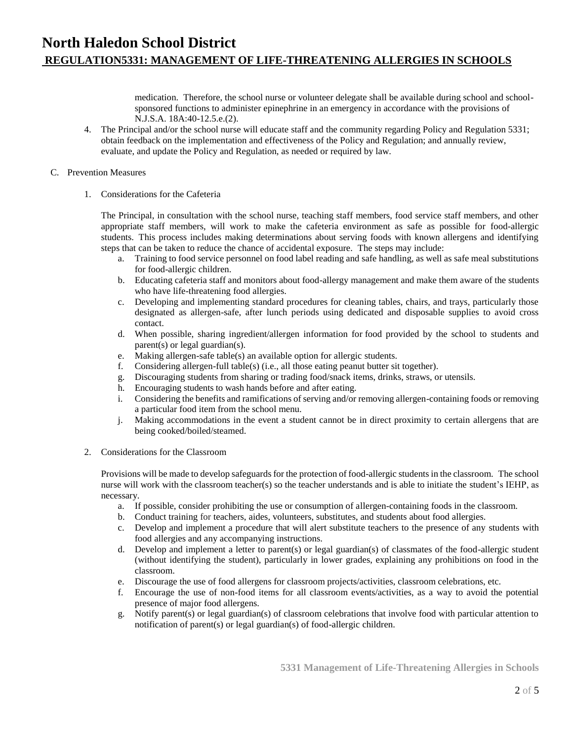medication. Therefore, the school nurse or volunteer delegate shall be available during school and school-sponsored functions to administer epinephrine in an emergency in accordance with the provisions of N.J.S.A. 18A:40-12.5.e.(2).

4. The Principal and/or the school nurse will educate staff and the community regarding Policy and Regulation 5331; obtain feedback on the implementation and effectiveness of the Policy and Regulation; and annually review, evaluate, and update the Policy and Regulation, as needed or required by law.

C. Prevention Measures

1. Considerations for the Cafeteria

The Principal, in consultation with the school nurse, teaching staff members, food service staff members, and other appropriate staff members, will work to make the cafeteria environment as safe as possible for food-allergic students. This process includes making determinations about serving foods with known allergens and identifying steps that can be taken to reduce the chance of accidental exposure. The steps may include:

a. Training to food service personnel on food label reading and safe handling, as well as safe meal substitutions for food-allergic children.
b. Educating cafeteria staff and monitors about food-allergy management and make them aware of the students who have life-threatening food allergies.
c. Developing and implementing standard procedures for cleaning tables, chairs, and trays, particularly those designated as allergen-safe, after lunch periods using dedicated and disposable supplies to avoid cross contact.
d. When possible, sharing ingredient/allergen information for food provided by the school to students and parent(s) or legal guardian(s).
e. Making allergen-safe table(s) an available option for allergic students.
f. Considering allergen-full table(s) (i.e., all those eating peanut butter sit together).
g. Discouraging students from sharing or trading food/snack items, drinks, straws, or utensils.
h. Encouraging students to wash hands before and after eating.
i. Considering the benefits and ramifications of serving and/or removing allergen-containing foods or removing a particular food item from the school menu.
j. Making accommodations in the event a student cannot be in direct proximity to certain allergens that are being cooked/boiled/steamed.

2. Considerations for the Classroom

Provisions will be made to develop safeguards for the protection of food-allergic students in the classroom. The school nurse will work with the classroom teacher(s) so the teacher understands and is able to initiate the student's IEHP, as necessary.

a. If possible, consider prohibiting the use or consumption of allergen-containing foods in the classroom.
b. Conduct training for teachers, aides, volunteers, substitutes, and students about food allergies.
c. Develop and implement a procedure that will alert substitute teachers to the presence of any students with food allergies and any accompanying instructions.
d. Develop and implement a letter to parent(s) or legal guardian(s) of classmates of the food-allergic student (without identifying the student), particularly in lower grades, explaining any prohibitions on food in the classroom.
e. Discourage the use of food allergens for classroom projects/activities, classroom celebrations, etc.
f. Encourage the use of non-food items for all classroom events/activities, as a way to avoid the potential presence of major food allergens.
g. Notify parent(s) or legal guardian(s) of classroom celebrations that involve food with particular attention to notification of parent(s) or legal guardian(s) of food-allergic children.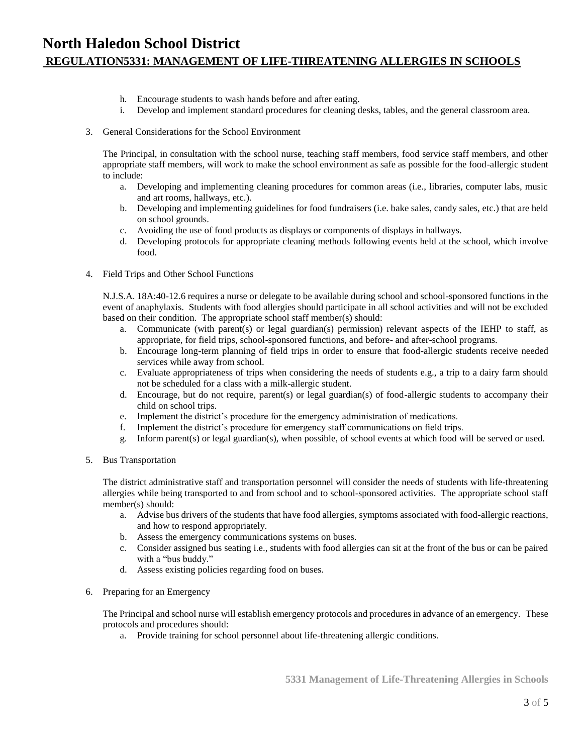h. Encourage students to wash hands before and after eating.
i. Develop and implement standard procedures for cleaning desks, tables, and the general classroom area.

3. General Considerations for the School Environment

   The Principal, in consultation with the school nurse, teaching staff members, food service staff members, and other appropriate staff members, will work to make the school environment as safe as possible for the food-allergic student to include:

   a. Developing and implementing cleaning procedures for common areas (i.e., libraries, computer labs, music and art rooms, hallways, etc.).
   b. Developing and implementing guidelines for food fundraisers (i.e. bake sales, candy sales, etc.) that are held on school grounds.
   c. Avoiding the use of food products as displays or components of displays in hallways.
   d. Developing protocols for appropriate cleaning methods following events held at the school, which involve food.

4. Field Trips and Other School Functions

   N.J.S.A. 18A:40-12.6 requires a nurse or delegate to be available during school and school-sponsored functions in the event of anaphylaxis. Students with food allergies should participate in all school activities and will not be excluded based on their condition. The appropriate school staff member(s) should:

   a. Communicate (with parent(s) or legal guardian(s) permission) relevant aspects of the IEHP to staff, as appropriate, for field trips, school-sponsored functions, and before- and after-school programs.
   b. Encourage long-term planning of field trips in order to ensure that food-allergic students receive needed services while away from school.
   c. Evaluate appropriateness of trips when considering the needs of students e.g., a trip to a dairy farm should not be scheduled for a class with a milk-allergic student.
   d. Encourage, but do not require, parent(s) or legal guardian(s) of food-allergic students to accompany their child on school trips.
   e. Implement the district's procedure for the emergency administration of medications.
   f. Implement the district's procedure for emergency staff communications on field trips.
   g. Inform parent(s) or legal guardian(s), when possible, of school events at which food will be served or used.

5. Bus Transportation

   The district administrative staff and transportation personnel will consider the needs of students with life-threatening allergies while being transported to and from school and to school-sponsored activities. The appropriate school staff member(s) should:

   a. Advise bus drivers of the students that have food allergies, symptoms associated with food-allergic reactions, and how to respond appropriately.
   b. Assess the emergency communications systems on buses.
   c. Consider assigned bus seating i.e., students with food allergies can sit at the front of the bus or can be paired with a "bus buddy."
   d. Assess existing policies regarding food on buses.

6. Preparing for an Emergency

   The Principal and school nurse will establish emergency protocols and procedures in advance of an emergency. These protocols and procedures should:

   a. Provide training for school personnel about life-threatening allergic conditions.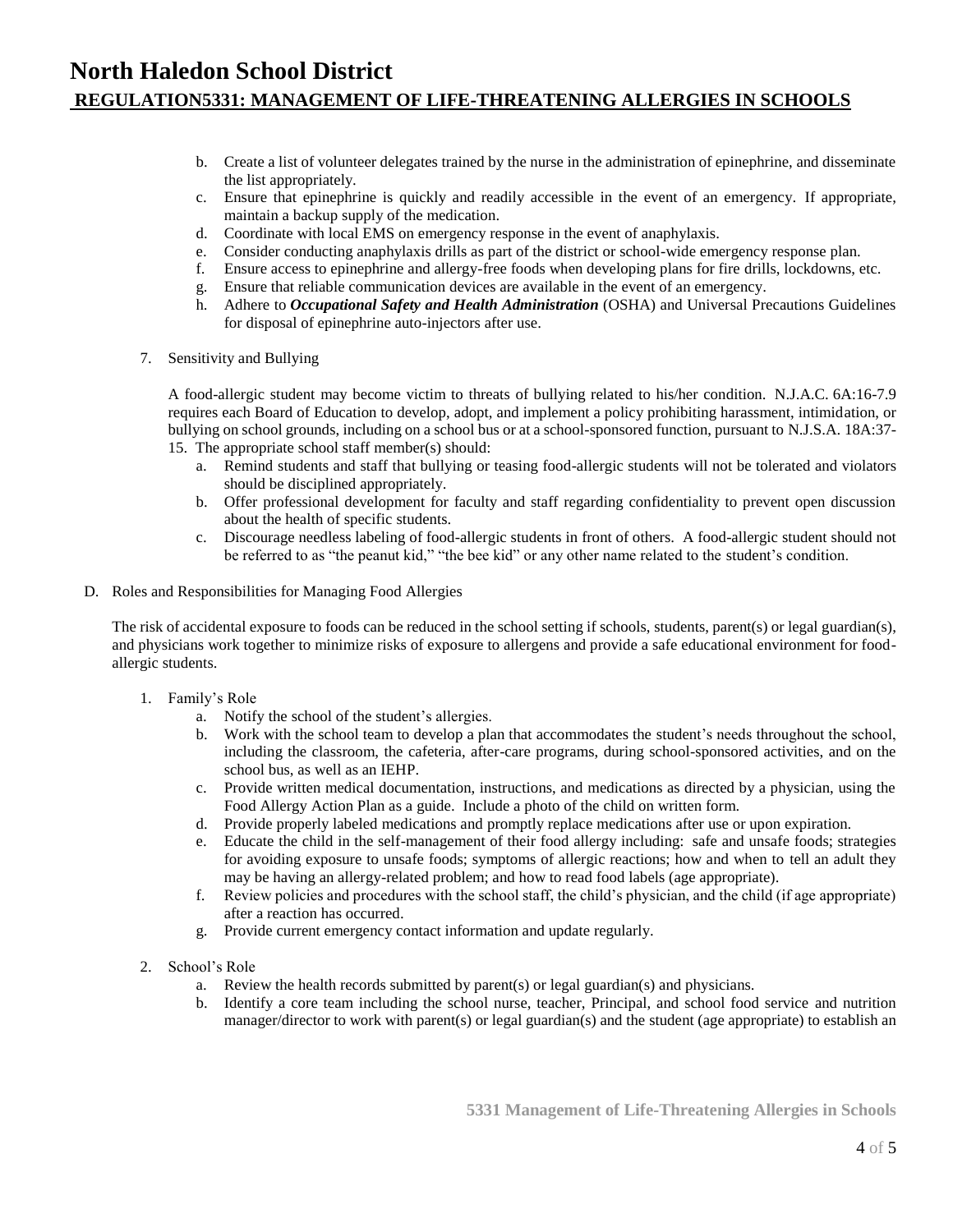b. Create a list of volunteer delegates trained by the nurse in the administration of epinephrine, and disseminate the list appropriately.
c. Ensure that epinephrine is quickly and readily accessible in the event of an emergency. If appropriate, maintain a backup supply of the medication.
d. Coordinate with local EMS on emergency response in the event of anaphylaxis.
e. Consider conducting anaphylaxis drills as part of the district or school-wide emergency response plan.
f. Ensure access to epinephrine and allergy-free foods when developing plans for fire drills, lockdowns, etc.
g. Ensure that reliable communication devices are available in the event of an emergency.
h. Adhere to ***Occupational Safety and Health Administration*** (OSHA) and Universal Precautions Guidelines for disposal of epinephrine auto-injectors after use.

7. Sensitivity and Bullying

A food-allergic student may become victim to threats of bullying related to his/her condition. N.J.A.C. 6A:16-7.9 requires each Board of Education to develop, adopt, and implement a policy prohibiting harassment, intimidation, or bullying on school grounds, including on a school bus or at a school-sponsored function, pursuant to N.J.S.A. 18A:37-15. The appropriate school staff member(s) should:

a. Remind students and staff that bullying or teasing food-allergic students will not be tolerated and violators should be disciplined appropriately.
b. Offer professional development for faculty and staff regarding confidentiality to prevent open discussion about the health of specific students.
c. Discourage needless labeling of food-allergic students in front of others. A food-allergic student should not be referred to as "the peanut kid," "the bee kid" or any other name related to the student's condition.

D. Roles and Responsibilities for Managing Food Allergies

The risk of accidental exposure to foods can be reduced in the school setting if schools, students, parent(s) or legal guardian(s), and physicians work together to minimize risks of exposure to allergens and provide a safe educational environment for food-allergic students.

1. Family's Role
   a. Notify the school of the student's allergies.
   b. Work with the school team to develop a plan that accommodates the student's needs throughout the school, including the classroom, the cafeteria, after-care programs, during school-sponsored activities, and on the school bus, as well as an IEHP.
   c. Provide written medical documentation, instructions, and medications as directed by a physician, using the Food Allergy Action Plan as a guide. Include a photo of the child on written form.
   d. Provide properly labeled medications and promptly replace medications after use or upon expiration.
   e. Educate the child in the self-management of their food allergy including: safe and unsafe foods; strategies for avoiding exposure to unsafe foods; symptoms of allergic reactions; how and when to tell an adult they may be having an allergy-related problem; and how to read food labels (age appropriate).
   f. Review policies and procedures with the school staff, the child's physician, and the child (if age appropriate) after a reaction has occurred.
   g. Provide current emergency contact information and update regularly.

2. School's Role
   a. Review the health records submitted by parent(s) or legal guardian(s) and physicians.
   b. Identify a core team including the school nurse, teacher, Principal, and school food service and nutrition manager/director to work with parent(s) or legal guardian(s) and the student (age appropriate) to establish an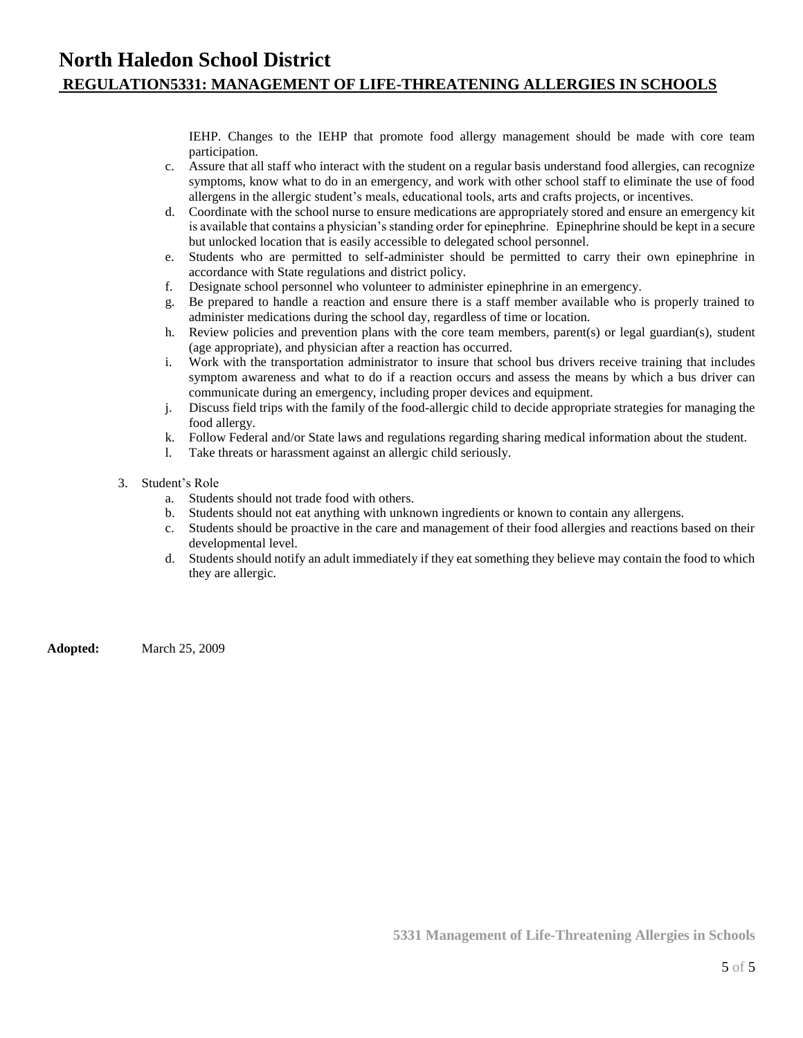IEHP. Changes to the IEHP that promote food allergy management should be made with core team participation.

c. Assure that all staff who interact with the student on a regular basis understand food allergies, can recognize symptoms, know what to do in an emergency, and work with other school staff to eliminate the use of food allergens in the allergic student's meals, educational tools, arts and crafts projects, or incentives.
d. Coordinate with the school nurse to ensure medications are appropriately stored and ensure an emergency kit is available that contains a physician's standing order for epinephrine. Epinephrine should be kept in a secure but unlocked location that is easily accessible to delegated school personnel.
e. Students who are permitted to self-administer should be permitted to carry their own epinephrine in accordance with State regulations and district policy.
f. Designate school personnel who volunteer to administer epinephrine in an emergency.
g. Be prepared to handle a reaction and ensure there is a staff member available who is properly trained to administer medications during the school day, regardless of time or location.
h. Review policies and prevention plans with the core team members, parent(s) or legal guardian(s), student (age appropriate), and physician after a reaction has occurred.
i. Work with the transportation administrator to insure that school bus drivers receive training that includes symptom awareness and what to do if a reaction occurs and assess the means by which a bus driver can communicate during an emergency, including proper devices and equipment.
j. Discuss field trips with the family of the food-allergic child to decide appropriate strategies for managing the food allergy.
k. Follow Federal and/or State laws and regulations regarding sharing medical information about the student.
l. Take threats or harassment against an allergic child seriously.

3. Student's Role
   a. Students should not trade food with others.
   b. Students should not eat anything with unknown ingredients or known to contain any allergens.
   c. Students should be proactive in the care and management of their food allergies and reactions based on their developmental level.
   d. Students should notify an adult immediately if they eat something they believe may contain the food to which they are allergic.

**Adopted:** March 25, 2009